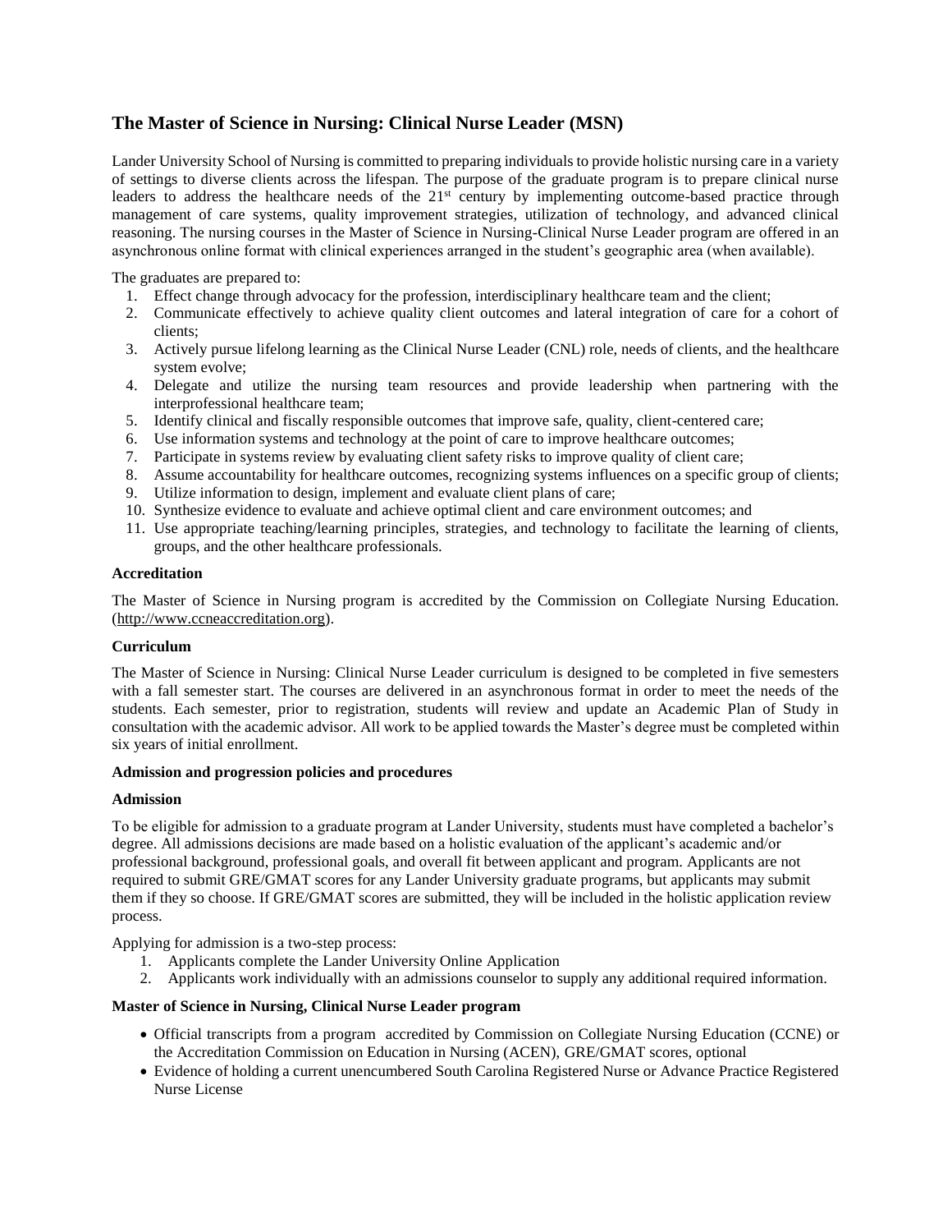# The Master of Science in Nursing: Clinical Nurse Leader (MSN)

Lander University School of Nursing is committed to preparing individuals to provide holistic nursing care in a variety of settings to diverse clients across the lifespan. The purpose of the graduate program is to prepare clinical nurse leaders to address the healthcare needs of the 21st century by implementing outcome-based practice through management of care systems, quality improvement strategies, utilization of technology, and advanced clinical reasoning. The nursing courses in the Master of Science in Nursing-Clinical Nurse Leader program are offered in an asynchronous online format with clinical experiences arranged in the student's geographic area (when available).

The graduates are prepared to:

1. Effect change through advocacy for the profession, interdisciplinary healthcare team and the client;
2. Communicate effectively to achieve quality client outcomes and lateral integration of care for a cohort of clients;
3. Actively pursue lifelong learning as the Clinical Nurse Leader (CNL) role, needs of clients, and the healthcare system evolve;
4. Delegate and utilize the nursing team resources and provide leadership when partnering with the interprofessional healthcare team;
5. Identify clinical and fiscally responsible outcomes that improve safe, quality, client-centered care;
6. Use information systems and technology at the point of care to improve healthcare outcomes;
7. Participate in systems review by evaluating client safety risks to improve quality of client care;
8. Assume accountability for healthcare outcomes, recognizing systems influences on a specific group of clients;
9. Utilize information to design, implement and evaluate client plans of care;
10. Synthesize evidence to evaluate and achieve optimal client and care environment outcomes; and
11. Use appropriate teaching/learning principles, strategies, and technology to facilitate the learning of clients, groups, and the other healthcare professionals.

**Accreditation**

The Master of Science in Nursing program is accredited by the Commission on Collegiate Nursing Education. (http://www.ccneaccreditation.org).

**Curriculum**

The Master of Science in Nursing: Clinical Nurse Leader curriculum is designed to be completed in five semesters with a fall semester start. The courses are delivered in an asynchronous format in order to meet the needs of the students. Each semester, prior to registration, students will review and update an Academic Plan of Study in consultation with the academic advisor. All work to be applied towards the Master's degree must be completed within six years of initial enrollment.

**Admission and progression policies and procedures**

**Admission**

To be eligible for admission to a graduate program at Lander University, students must have completed a bachelor's degree. All admissions decisions are made based on a holistic evaluation of the applicant's academic and/or professional background, professional goals, and overall fit between applicant and program. Applicants are not required to submit GRE/GMAT scores for any Lander University graduate programs, but applicants may submit them if they so choose. If GRE/GMAT scores are submitted, they will be included in the holistic application review process.

Applying for admission is a two-step process:

1. Applicants complete the Lander University Online Application
2. Applicants work individually with an admissions counselor to supply any additional required information.

**Master of Science in Nursing, Clinical Nurse Leader program**

- Official transcripts from a program accredited by Commission on Collegiate Nursing Education (CCNE) or the Accreditation Commission on Education in Nursing (ACEN), GRE/GMAT scores, optional
- Evidence of holding a current unencumbered South Carolina Registered Nurse or Advance Practice Registered Nurse License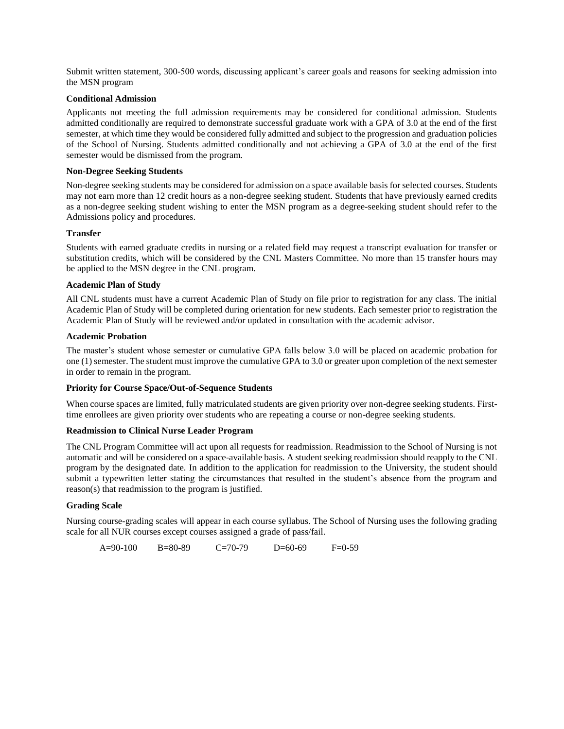Submit written statement, 300-500 words, discussing applicant's career goals and reasons for seeking admission into the MSN program

**Conditional Admission**

Applicants not meeting the full admission requirements may be considered for conditional admission. Students admitted conditionally are required to demonstrate successful graduate work with a GPA of 3.0 at the end of the first semester, at which time they would be considered fully admitted and subject to the progression and graduation policies of the School of Nursing. Students admitted conditionally and not achieving a GPA of 3.0 at the end of the first semester would be dismissed from the program.

**Non-Degree Seeking Students**

Non-degree seeking students may be considered for admission on a space available basis for selected courses. Students may not earn more than 12 credit hours as a non-degree seeking student. Students that have previously earned credits as a non-degree seeking student wishing to enter the MSN program as a degree-seeking student should refer to the Admissions policy and procedures.

**Transfer**

Students with earned graduate credits in nursing or a related field may request a transcript evaluation for transfer or substitution credits, which will be considered by the CNL Masters Committee. No more than 15 transfer hours may be applied to the MSN degree in the CNL program.

**Academic Plan of Study**

All CNL students must have a current Academic Plan of Study on file prior to registration for any class. The initial Academic Plan of Study will be completed during orientation for new students. Each semester prior to registration the Academic Plan of Study will be reviewed and/or updated in consultation with the academic advisor.

**Academic Probation**

The master's student whose semester or cumulative GPA falls below 3.0 will be placed on academic probation for one (1) semester. The student must improve the cumulative GPA to 3.0 or greater upon completion of the next semester in order to remain in the program.

**Priority for Course Space/Out-of-Sequence Students**

When course spaces are limited, fully matriculated students are given priority over non-degree seeking students. First-time enrollees are given priority over students who are repeating a course or non-degree seeking students.

**Readmission to Clinical Nurse Leader Program**

The CNL Program Committee will act upon all requests for readmission. Readmission to the School of Nursing is not automatic and will be considered on a space-available basis. A student seeking readmission should reapply to the CNL program by the designated date. In addition to the application for readmission to the University, the student should submit a typewritten letter stating the circumstances that resulted in the student's absence from the program and reason(s) that readmission to the program is justified.

**Grading Scale**

Nursing course-grading scales will appear in each course syllabus. The School of Nursing uses the following grading scale for all NUR courses except courses assigned a grade of pass/fail.

A=90-100 B=80-89 C=70-79 D=60-69 F=0-59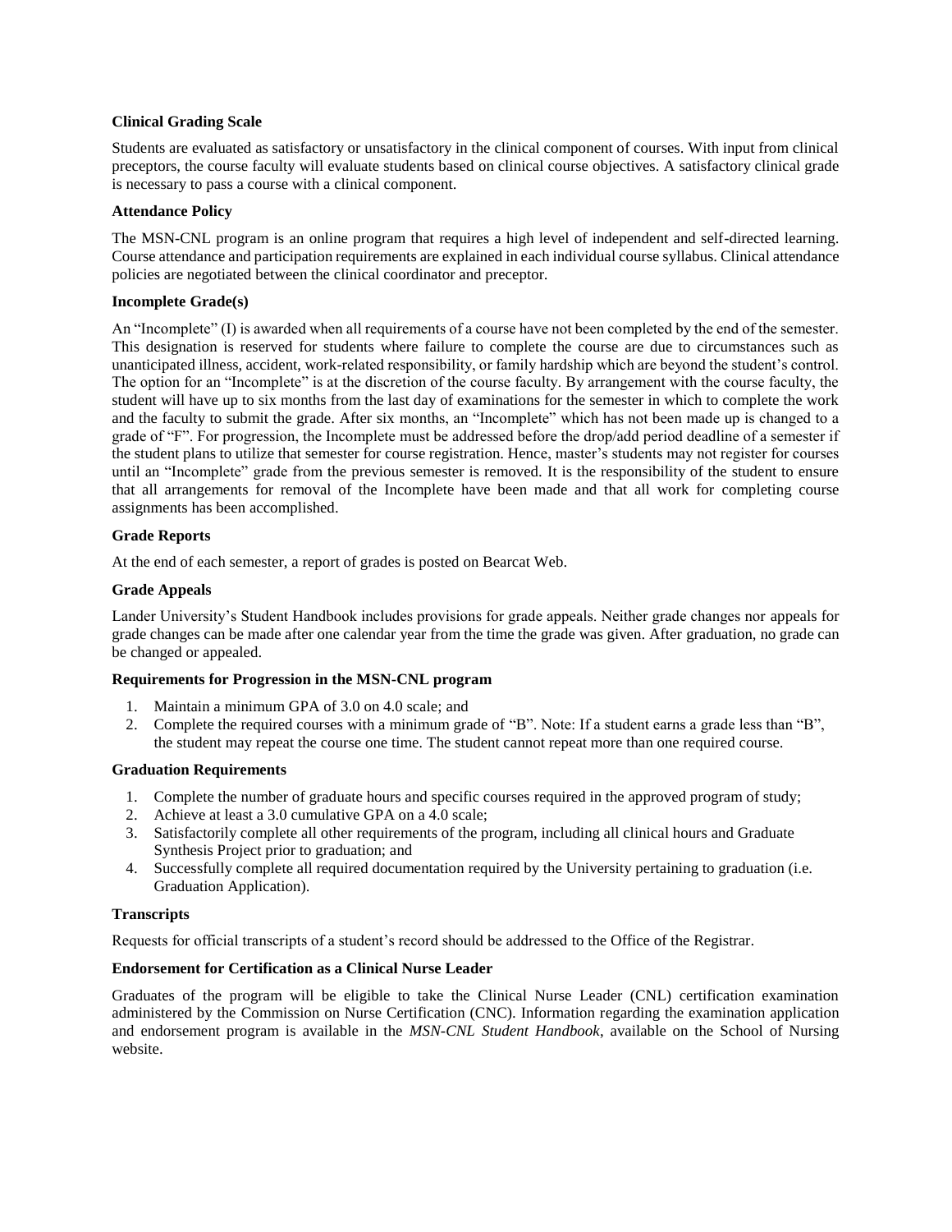**Clinical Grading Scale**

Students are evaluated as satisfactory or unsatisfactory in the clinical component of courses. With input from clinical preceptors, the course faculty will evaluate students based on clinical course objectives. A satisfactory clinical grade is necessary to pass a course with a clinical component.

**Attendance Policy**

The MSN-CNL program is an online program that requires a high level of independent and self-directed learning. Course attendance and participation requirements are explained in each individual course syllabus. Clinical attendance policies are negotiated between the clinical coordinator and preceptor.

**Incomplete Grade(s)**

An "Incomplete" (I) is awarded when all requirements of a course have not been completed by the end of the semester. This designation is reserved for students where failure to complete the course are due to circumstances such as unanticipated illness, accident, work-related responsibility, or family hardship which are beyond the student's control. The option for an "Incomplete" is at the discretion of the course faculty. By arrangement with the course faculty, the student will have up to six months from the last day of examinations for the semester in which to complete the work and the faculty to submit the grade. After six months, an "Incomplete" which has not been made up is changed to a grade of "F". For progression, the Incomplete must be addressed before the drop/add period deadline of a semester if the student plans to utilize that semester for course registration. Hence, master's students may not register for courses until an "Incomplete" grade from the previous semester is removed. It is the responsibility of the student to ensure that all arrangements for removal of the Incomplete have been made and that all work for completing course assignments has been accomplished.

**Grade Reports**

At the end of each semester, a report of grades is posted on Bearcat Web.

**Grade Appeals**

Lander University's Student Handbook includes provisions for grade appeals. Neither grade changes nor appeals for grade changes can be made after one calendar year from the time the grade was given. After graduation, no grade can be changed or appealed.

**Requirements for Progression in the MSN-CNL program**

1. Maintain a minimum GPA of 3.0 on 4.0 scale; and
2. Complete the required courses with a minimum grade of "B". Note: If a student earns a grade less than "B", the student may repeat the course one time. The student cannot repeat more than one required course.

**Graduation Requirements**

1. Complete the number of graduate hours and specific courses required in the approved program of study;
2. Achieve at least a 3.0 cumulative GPA on a 4.0 scale;
3. Satisfactorily complete all other requirements of the program, including all clinical hours and Graduate Synthesis Project prior to graduation; and
4. Successfully complete all required documentation required by the University pertaining to graduation (i.e. Graduation Application).

**Transcripts**

Requests for official transcripts of a student's record should be addressed to the Office of the Registrar.

**Endorsement for Certification as a Clinical Nurse Leader**

Graduates of the program will be eligible to take the Clinical Nurse Leader (CNL) certification examination administered by the Commission on Nurse Certification (CNC). Information regarding the examination application and endorsement program is available in the *MSN-CNL Student Handbook*, available on the School of Nursing website.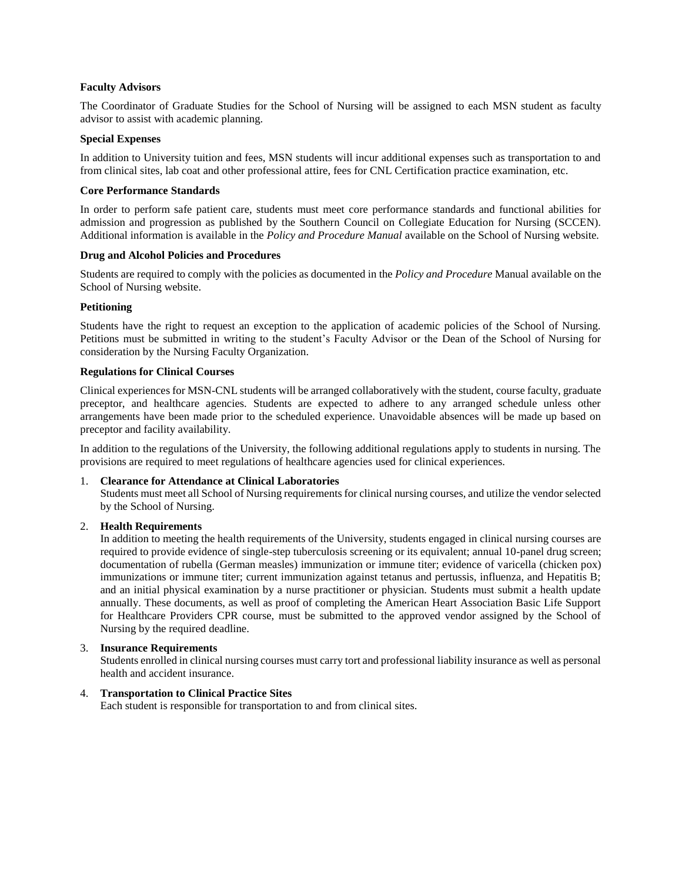**Faculty Advisors**

The Coordinator of Graduate Studies for the School of Nursing will be assigned to each MSN student as faculty advisor to assist with academic planning.

**Special Expenses**

In addition to University tuition and fees, MSN students will incur additional expenses such as transportation to and from clinical sites, lab coat and other professional attire, fees for CNL Certification practice examination, etc.

**Core Performance Standards**

In order to perform safe patient care, students must meet core performance standards and functional abilities for admission and progression as published by the Southern Council on Collegiate Education for Nursing (SCCEN). Additional information is available in the *Policy and Procedure Manual* available on the School of Nursing website.

**Drug and Alcohol Policies and Procedures**

Students are required to comply with the policies as documented in the *Policy and Procedure* Manual available on the School of Nursing website.

**Petitioning**

Students have the right to request an exception to the application of academic policies of the School of Nursing. Petitions must be submitted in writing to the student's Faculty Advisor or the Dean of the School of Nursing for consideration by the Nursing Faculty Organization.

**Regulations for Clinical Courses**

Clinical experiences for MSN-CNL students will be arranged collaboratively with the student, course faculty, graduate preceptor, and healthcare agencies. Students are expected to adhere to any arranged schedule unless other arrangements have been made prior to the scheduled experience. Unavoidable absences will be made up based on preceptor and facility availability.

In addition to the regulations of the University, the following additional regulations apply to students in nursing. The provisions are required to meet regulations of healthcare agencies used for clinical experiences.

1. **Clearance for Attendance at Clinical Laboratories**
   Students must meet all School of Nursing requirements for clinical nursing courses, and utilize the vendor selected by the School of Nursing.

2. **Health Requirements**
   In addition to meeting the health requirements of the University, students engaged in clinical nursing courses are required to provide evidence of single-step tuberculosis screening or its equivalent; annual 10-panel drug screen; documentation of rubella (German measles) immunization or immune titer; evidence of varicella (chicken pox) immunizations or immune titer; current immunization against tetanus and pertussis, influenza, and Hepatitis B; and an initial physical examination by a nurse practitioner or physician. Students must submit a health update annually. These documents, as well as proof of completing the American Heart Association Basic Life Support for Healthcare Providers CPR course, must be submitted to the approved vendor assigned by the School of Nursing by the required deadline.

3. **Insurance Requirements**
   Students enrolled in clinical nursing courses must carry tort and professional liability insurance as well as personal health and accident insurance.

4. **Transportation to Clinical Practice Sites**
   Each student is responsible for transportation to and from clinical sites.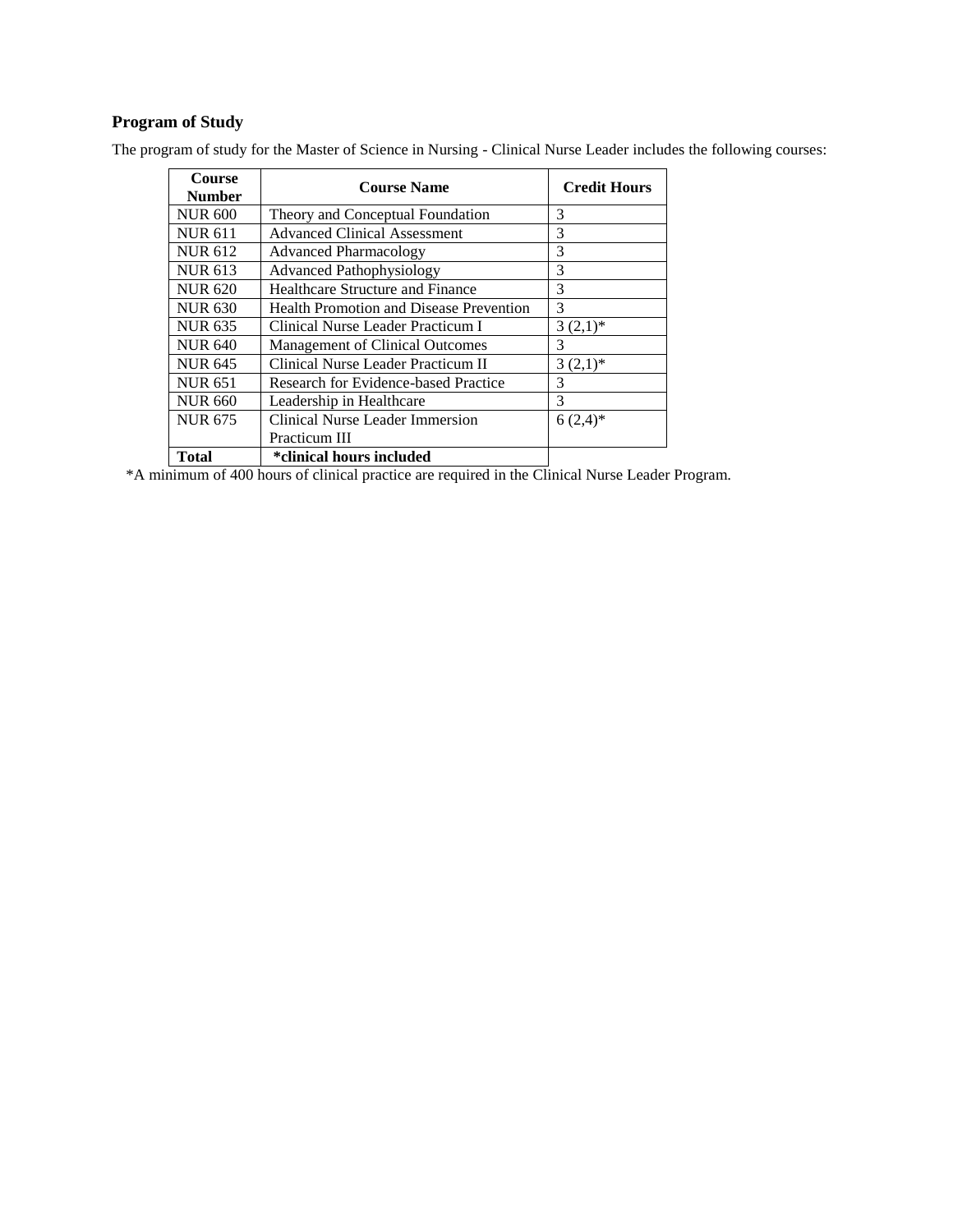## Program of Study

The program of study for the Master of Science in Nursing - Clinical Nurse Leader includes the following courses:

| Course Number | Course Name | Credit Hours |
|---|---|---|
| NUR 600 | Theory and Conceptual Foundation | 3 |
| NUR 611 | Advanced Clinical Assessment | 3 |
| NUR 612 | Advanced Pharmacology | 3 |
| NUR 613 | Advanced Pathophysiology | 3 |
| NUR 620 | Healthcare Structure and Finance | 3 |
| NUR 630 | Health Promotion and Disease Prevention | 3 |
| NUR 635 | Clinical Nurse Leader Practicum I | 3 (2,1)* |
| NUR 640 | Management of Clinical Outcomes | 3 |
| NUR 645 | Clinical Nurse Leader Practicum II | 3 (2,1)* |
| NUR 651 | Research for Evidence-based Practice | 3 |
| NUR 660 | Leadership in Healthcare | 3 |
| NUR 675 | Clinical Nurse Leader Immersion Practicum III | 6 (2,4)* |
| **Total** | ***clinical hours included** | |

*A minimum of 400 hours of clinical practice are required in the Clinical Nurse Leader Program.